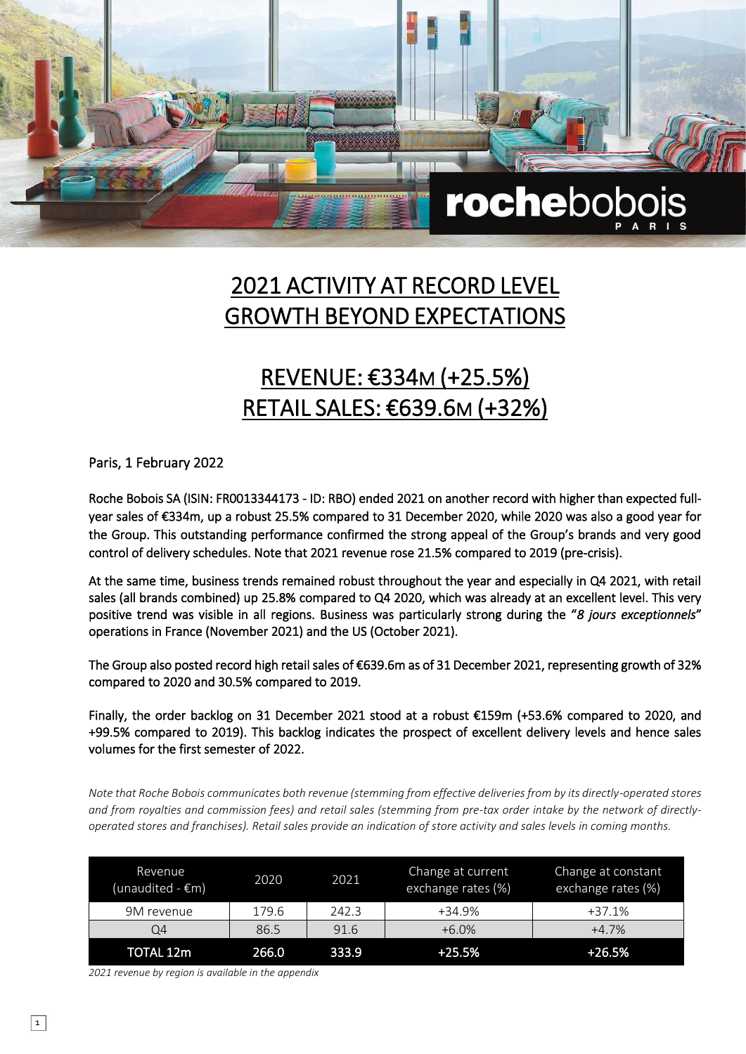# 2021 ACTIVITY AT RECORD LEVEL GROWTH BEYOND EXPECTATIONS

## REVENUE: €334M (+25.5%) RETAIL SALES: €639.6M (+32%)

Paris, 1 February 2022

Roche Bobois SA (ISIN: FR0013344173 - ID: RBO) ended 2021 on another record with higher than expected full-year sales of €334m, up a robust 25.5% compared to 31 December 2020, while 2020 was also a good year for the Group. This outstanding performance confirmed the strong appeal of the Group's brands and very good control of delivery schedules. Note that 2021 revenue rose 21.5% compared to 2019 (pre-crisis).

At the same time, business trends remained robust throughout the year and especially in Q4 2021, with retail sales (all brands combined) up 25.8% compared to Q4 2020, which was already at an excellent level. This very positive trend was visible in all regions. Business was particularly strong during the "*8 jours exceptionnels*" operations in France (November 2021) and the US (October 2021).

The Group also posted record high retail sales of €639.6m as of 31 December 2021, representing growth of 32% compared to 2020 and 30.5% compared to 2019.

Finally, the order backlog on 31 December 2021 stood at a robust €159m (+53.6% compared to 2020, and +99.5% compared to 2019). This backlog indicates the prospect of excellent delivery levels and hence sales volumes for the first semester of 2022.

*Note that Roche Bobois communicates both revenue (stemming from effective deliveries from by its directly-operated stores and from royalties and commission fees) and retail sales (stemming from pre-tax order intake by the network of directly-operated stores and franchises). Retail sales provide an indication of store activity and sales levels in coming months.*

| Revenue (unaudited - €m) | 2020 | 2021 | Change at current exchange rates (%) | Change at constant exchange rates (%) |
|---|---|---|---|---|
| 9M revenue | 179.6 | 242.3 | +34.9% | +37.1% |
| Q4 | 86.5 | 91.6 | +6.0% | +4.7% |
| **TOTAL 12m** | **266.0** | **333.9** | **+25.5%** | **+26.5%** |

*2021 revenue by region is available in the appendix*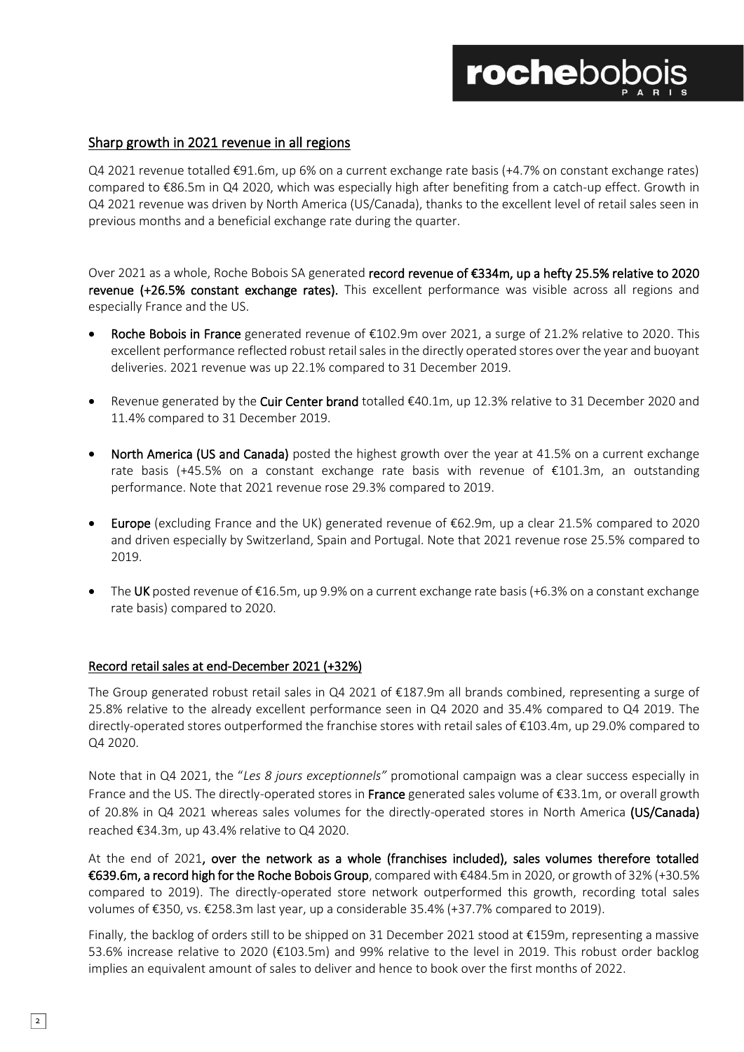## Sharp growth in 2021 revenue in all regions

Q4 2021 revenue totalled €91.6m, up 6% on a current exchange rate basis (+4.7% on constant exchange rates) compared to €86.5m in Q4 2020, which was especially high after benefiting from a catch-up effect. Growth in Q4 2021 revenue was driven by North America (US/Canada), thanks to the excellent level of retail sales seen in previous months and a beneficial exchange rate during the quarter.

Over 2021 as a whole, Roche Bobois SA generated **record revenue of €334m, up a hefty 25.5% relative to 2020 revenue (+26.5% constant exchange rates).** This excellent performance was visible across all regions and especially France and the US.

- **Roche Bobois in France** generated revenue of €102.9m over 2021, a surge of 21.2% relative to 2020. This excellent performance reflected robust retail sales in the directly operated stores over the year and buoyant deliveries. 2021 revenue was up 22.1% compared to 31 December 2019.
- Revenue generated by the **Cuir Center brand** totalled €40.1m, up 12.3% relative to 31 December 2020 and 11.4% compared to 31 December 2019.
- **North America (US and Canada)** posted the highest growth over the year at 41.5% on a current exchange rate basis (+45.5% on a constant exchange rate basis with revenue of €101.3m, an outstanding performance. Note that 2021 revenue rose 29.3% compared to 2019.
- **Europe** (excluding France and the UK) generated revenue of €62.9m, up a clear 21.5% compared to 2020 and driven especially by Switzerland, Spain and Portugal. Note that 2021 revenue rose 25.5% compared to 2019.
- The **UK** posted revenue of €16.5m, up 9.9% on a current exchange rate basis (+6.3% on a constant exchange rate basis) compared to 2020.

## Record retail sales at end-December 2021 (+32%)

The Group generated robust retail sales in Q4 2021 of €187.9m all brands combined, representing a surge of 25.8% relative to the already excellent performance seen in Q4 2020 and 35.4% compared to Q4 2019. The directly-operated stores outperformed the franchise stores with retail sales of €103.4m, up 29.0% compared to Q4 2020.

Note that in Q4 2021, the "*Les 8 jours exceptionnels"* promotional campaign was a clear success especially in France and the US. The directly-operated stores in **France** generated sales volume of €33.1m, or overall growth of 20.8% in Q4 2021 whereas sales volumes for the directly-operated stores in North America **(US/Canada)** reached €34.3m, up 43.4% relative to Q4 2020.

At the end of 2021**, over the network as a whole (franchises included), sales volumes therefore totalled €639.6m, a record high for the Roche Bobois Group**, compared with €484.5m in 2020, or growth of 32% (+30.5% compared to 2019). The directly-operated store network outperformed this growth, recording total sales volumes of €350, vs. €258.3m last year, up a considerable 35.4% (+37.7% compared to 2019).

Finally, the backlog of orders still to be shipped on 31 December 2021 stood at €159m, representing a massive 53.6% increase relative to 2020 (€103.5m) and 99% relative to the level in 2019. This robust order backlog implies an equivalent amount of sales to deliver and hence to book over the first months of 2022.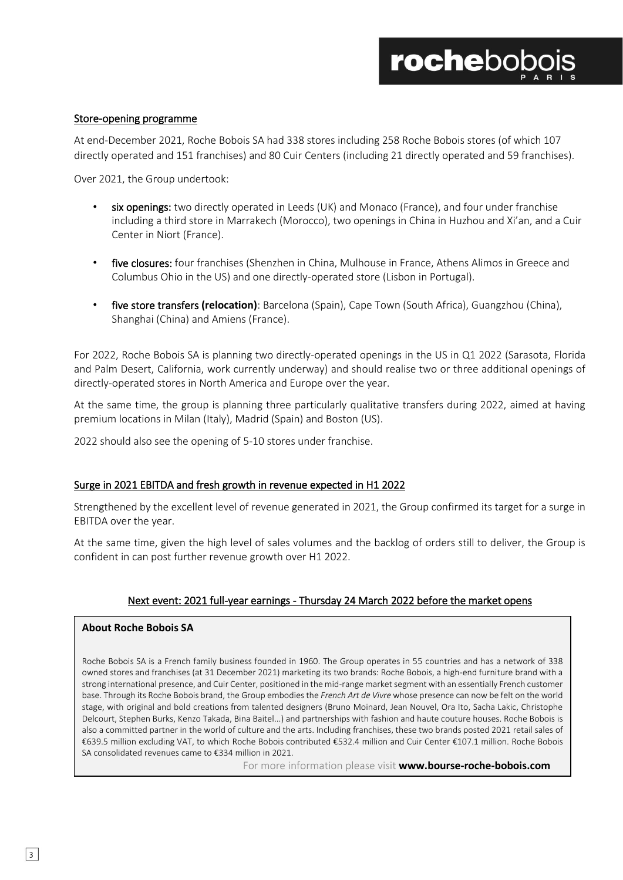## Store-opening programme

At end-December 2021, Roche Bobois SA had 338 stores including 258 Roche Bobois stores (of which 107 directly operated and 151 franchises) and 80 Cuir Centers (including 21 directly operated and 59 franchises).

Over 2021, the Group undertook:

- **six openings:** two directly operated in Leeds (UK) and Monaco (France), and four under franchise including a third store in Marrakech (Morocco), two openings in China in Huzhou and Xi'an, and a Cuir Center in Niort (France).
- **five closures:** four franchises (Shenzhen in China, Mulhouse in France, Athens Alimos in Greece and Columbus Ohio in the US) and one directly-operated store (Lisbon in Portugal).
- **five store transfers (relocation)**: Barcelona (Spain), Cape Town (South Africa), Guangzhou (China), Shanghai (China) and Amiens (France).

For 2022, Roche Bobois SA is planning two directly-operated openings in the US in Q1 2022 (Sarasota, Florida and Palm Desert, California, work currently underway) and should realise two or three additional openings of directly-operated stores in North America and Europe over the year.

At the same time, the group is planning three particularly qualitative transfers during 2022, aimed at having premium locations in Milan (Italy), Madrid (Spain) and Boston (US).

2022 should also see the opening of 5-10 stores under franchise.

## Surge in 2021 EBITDA and fresh growth in revenue expected in H1 2022

Strengthened by the excellent level of revenue generated in 2021, the Group confirmed its target for a surge in EBITDA over the year.

At the same time, given the high level of sales volumes and the backlog of orders still to deliver, the Group is confident in can post further revenue growth over H1 2022.

**Next event: 2021 full-year earnings - Thursday 24 March 2022 before the market opens**

**About Roche Bobois SA**

Roche Bobois SA is a French family business founded in 1960. The Group operates in 55 countries and has a network of 338 owned stores and franchises (at 31 December 2021) marketing its two brands: Roche Bobois, a high-end furniture brand with a strong international presence, and Cuir Center, positioned in the mid-range market segment with an essentially French customer base. Through its Roche Bobois brand, the Group embodies the *French Art de Vivre* whose presence can now be felt on the world stage, with original and bold creations from talented designers (Bruno Moinard, Jean Nouvel, Ora Ito, Sacha Lakic, Christophe Delcourt, Stephen Burks, Kenzo Takada, Bina Baitel...) and partnerships with fashion and haute couture houses. Roche Bobois is also a committed partner in the world of culture and the arts. Including franchises, these two brands posted 2021 retail sales of €639.5 million excluding VAT, to which Roche Bobois contributed €532.4 million and Cuir Center €107.1 million. Roche Bobois SA consolidated revenues came to €334 million in 2021.

For more information please visit **www.bourse-roche-bobois.com**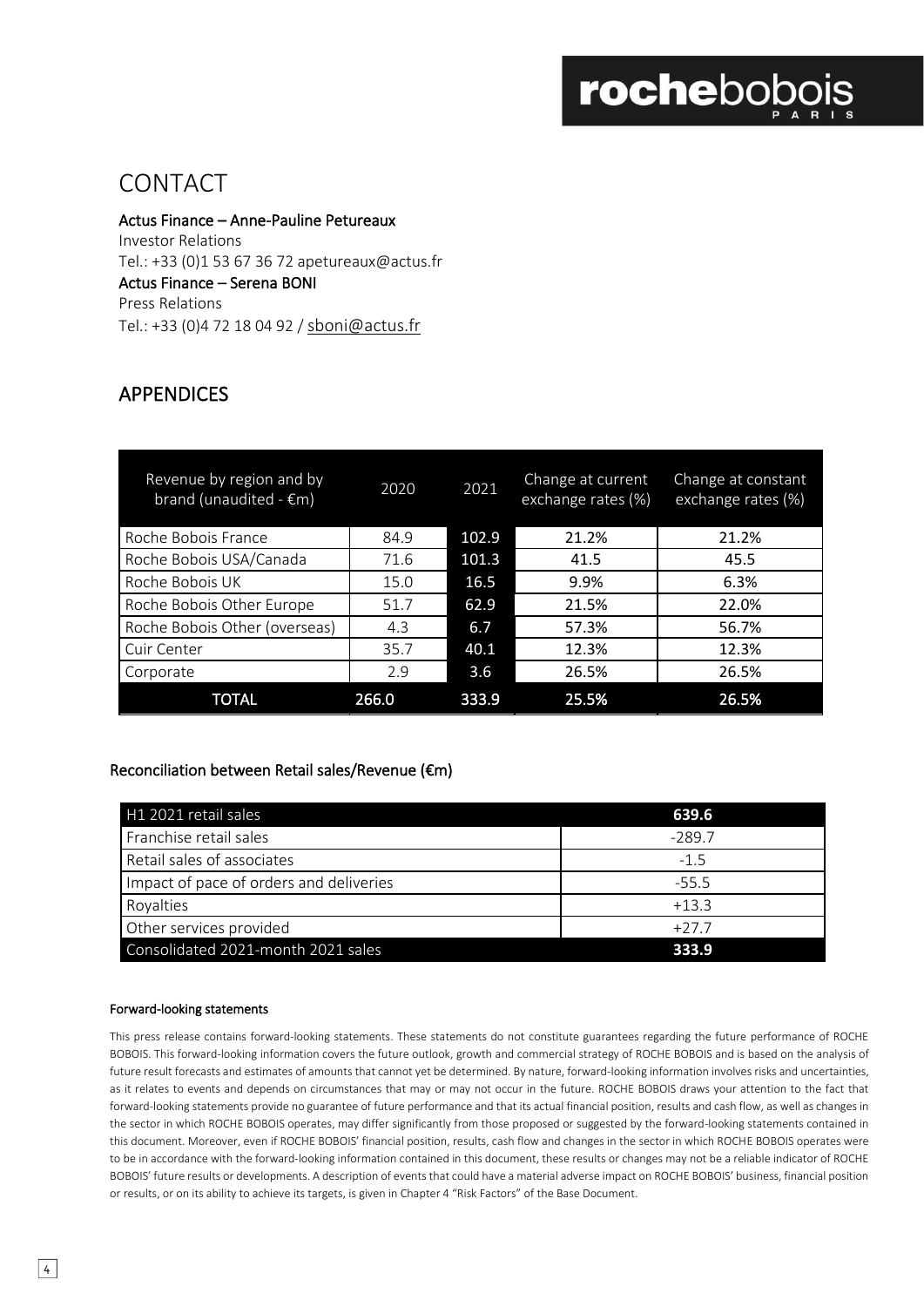## CONTACT

**Actus Finance – Anne-Pauline Petureaux**
Investor Relations
Tel.: +33 (0)1 53 67 36 72 apetureaux@actus.fr
**Actus Finance – Serena BONI**
Press Relations
Tel.: +33 (0)4 72 18 04 92 / sboni@actus.fr

## APPENDICES

| Revenue by region and by brand (unaudited - €m) | 2020 | 2021 | Change at current exchange rates (%) | Change at constant exchange rates (%) |
|---|---|---|---|---|
| Roche Bobois France | 84.9 | 102.9 | 21.2% | 21.2% |
| Roche Bobois USA/Canada | 71.6 | 101.3 | 41.5 | 45.5 |
| Roche Bobois UK | 15.0 | 16.5 | 9.9% | 6.3% |
| Roche Bobois Other Europe | 51.7 | 62.9 | 21.5% | 22.0% |
| Roche Bobois Other (overseas) | 4.3 | 6.7 | 57.3% | 56.7% |
| Cuir Center | 35.7 | 40.1 | 12.3% | 12.3% |
| Corporate | 2.9 | 3.6 | 26.5% | 26.5% |
| **TOTAL** | **266.0** | **333.9** | **25.5%** | **26.5%** |

### Reconciliation between Retail sales/Revenue (€m)

| H1 2021 retail sales | **639.6** |
|---|---|
| Franchise retail sales | -289.7 |
| Retail sales of associates | -1.5 |
| Impact of pace of orders and deliveries | -55.5 |
| Royalties | +13.3 |
| Other services provided | +27.7 |
| Consolidated 2021-month 2021 sales | **333.9** |

#### Forward-looking statements

This press release contains forward-looking statements. These statements do not constitute guarantees regarding the future performance of ROCHE BOBOIS. This forward-looking information covers the future outlook, growth and commercial strategy of ROCHE BOBOIS and is based on the analysis of future result forecasts and estimates of amounts that cannot yet be determined. By nature, forward-looking information involves risks and uncertainties, as it relates to events and depends on circumstances that may or may not occur in the future. ROCHE BOBOIS draws your attention to the fact that forward-looking statements provide no guarantee of future performance and that its actual financial position, results and cash flow, as well as changes in the sector in which ROCHE BOBOIS operates, may differ significantly from those proposed or suggested by the forward-looking statements contained in this document. Moreover, even if ROCHE BOBOIS' financial position, results, cash flow and changes in the sector in which ROCHE BOBOIS operates were to be in accordance with the forward-looking information contained in this document, these results or changes may not be a reliable indicator of ROCHE BOBOIS' future results or developments. A description of events that could have a material adverse impact on ROCHE BOBOIS' business, financial position or results, or on its ability to achieve its targets, is given in Chapter 4 "Risk Factors" of the Base Document.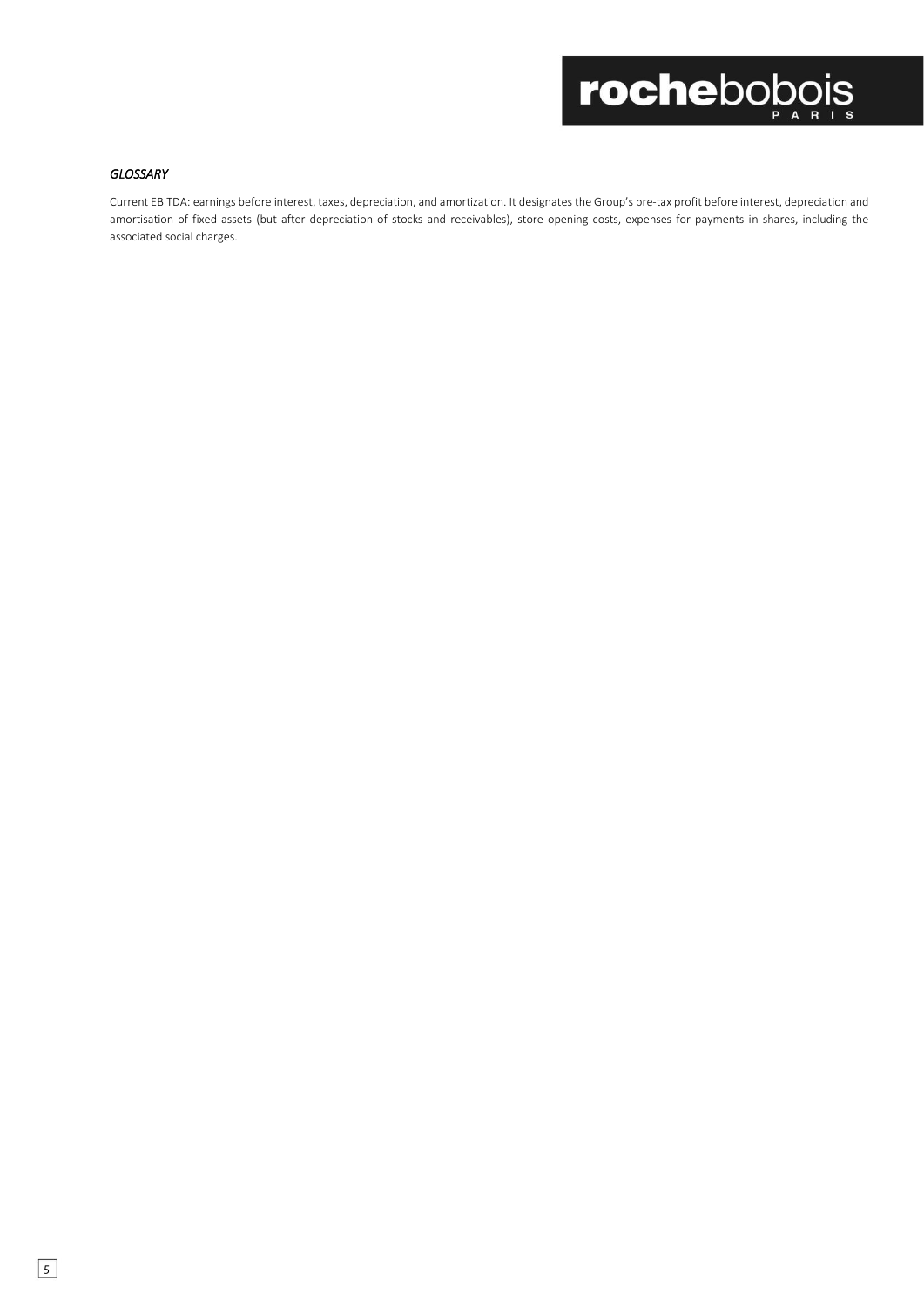*GLOSSARY*

Current EBITDA: earnings before interest, taxes, depreciation, and amortization. It designates the Group's pre-tax profit before interest, depreciation and amortisation of fixed assets (but after depreciation of stocks and receivables), store opening costs, expenses for payments in shares, including the associated social charges.